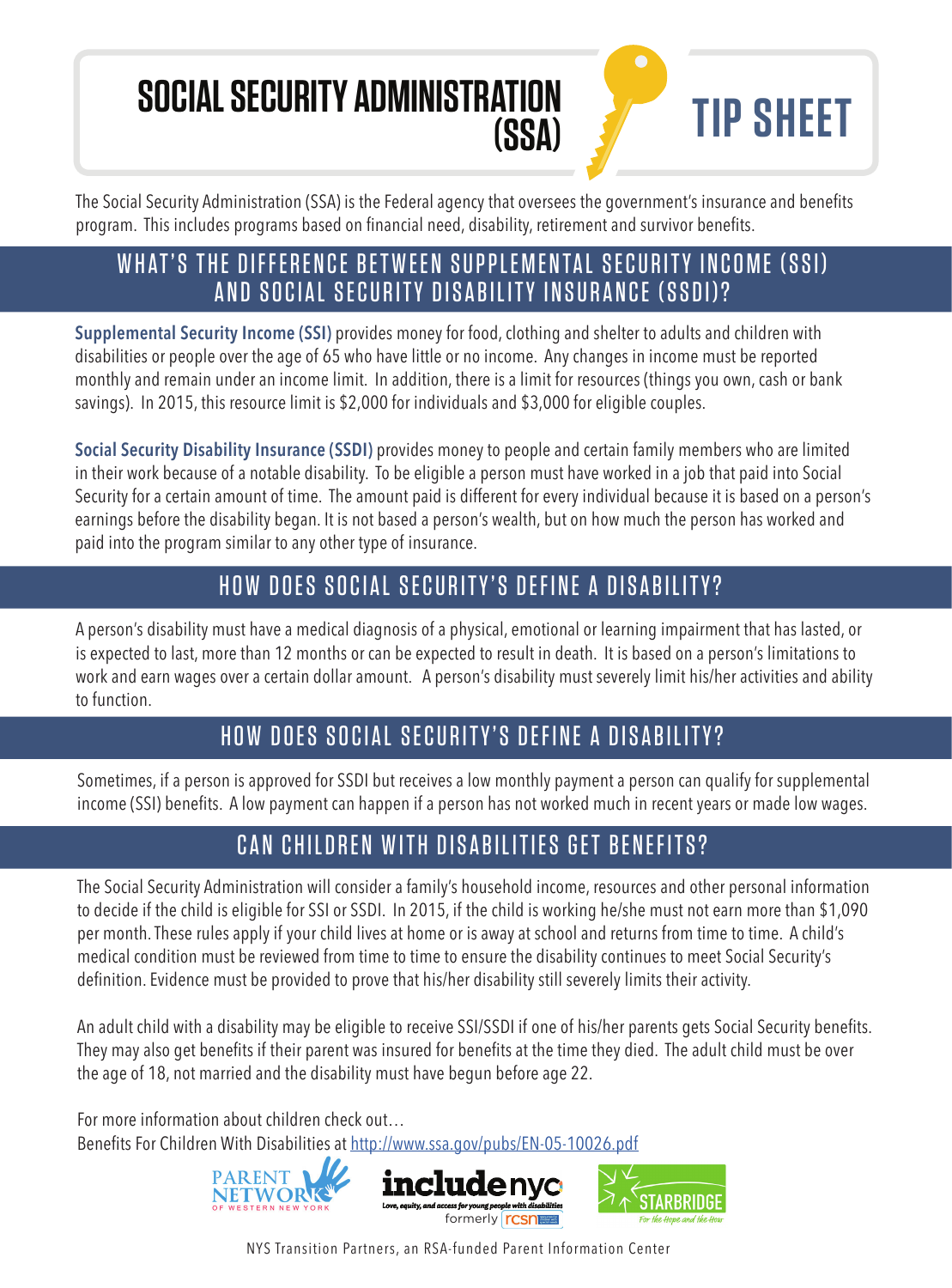# SOCIAL SECURITY ADMINISTRATION (SSA) TIP SHEET

The Social Security Administration (SSA) is the Federal agency that oversees the government's insurance and benefits program. This includes programs based on financial need, disability, retirement and survivor benefits.

## WHAT'S THE DIFFERENCE BETWEEN SUPPLEMENTAL SECURITY INCOME (SSI) AND SOCIAL SECURITY DISABILITY INSURANCE (SSDI)?

**Supplemental Security Income (SSI)** provides money for food, clothing and shelter to adults and children with disabilities or people over the age of 65 who have little or no income. Any changes in income must be reported monthly and remain under an income limit. In addition, there is a limit for resources (things you own, cash or bank savings). In 2015, this resource limit is $2,000 for individuals and $3,000 for eligible couples.

**Social Security Disability Insurance (SSDI)** provides money to people and certain family members who are limited in their work because of a notable disability. To be eligible a person must have worked in a job that paid into Social Security for a certain amount of time. The amount paid is different for every individual because it is based on a person's earnings before the disability began. It is not based a person's wealth, but on how much the person has worked and paid into the program similar to any other type of insurance.

## HOW DOES SOCIAL SECURITY'S DEFINE A DISABILITY?

A person's disability must have a medical diagnosis of a physical, emotional or learning impairment that has lasted, or is expected to last, more than 12 months or can be expected to result in death. It is based on a person's limitations to work and earn wages over a certain dollar amount. A person's disability must severely limit his/her activities and ability to function.

## HOW DOES SOCIAL SECURITY'S DEFINE A DISABILITY?

Sometimes, if a person is approved for SSDI but receives a low monthly payment a person can qualify for supplemental income (SSI) benefits. A low payment can happen if a person has not worked much in recent years or made low wages.

## CAN CHILDREN WITH DISABILITIES GET BENEFITS?

The Social Security Administration will consider a family's household income, resources and other personal information to decide if the child is eligible for SSI or SSDI. In 2015, if the child is working he/she must not earn more than $1,090 per month. These rules apply if your child lives at home or is away at school and returns from time to time. A child's medical condition must be reviewed from time to time to ensure the disability continues to meet Social Security's definition. Evidence must be provided to prove that his/her disability still severely limits their activity.

An adult child with a disability may be eligible to receive SSI/SSDI if one of his/her parents gets Social Security benefits. They may also get benefits if their parent was insured for benefits at the time they died. The adult child must be over the age of 18, not married and the disability must have begun before age 22.

For more information about children check out…
Benefits For Children With Disabilities at [http://www.ssa.gov/pubs/EN-05-10026.pdf](http://www.ssa.gov/pubs/EN-05-10026.pdf)

Parent Network of Western New York | includenyc — Love, equity, and access for young people with disabilities — formerly rcsn | Starbridge — For the Hope and the How

NYS Transition Partners, an RSA-funded Parent Information Center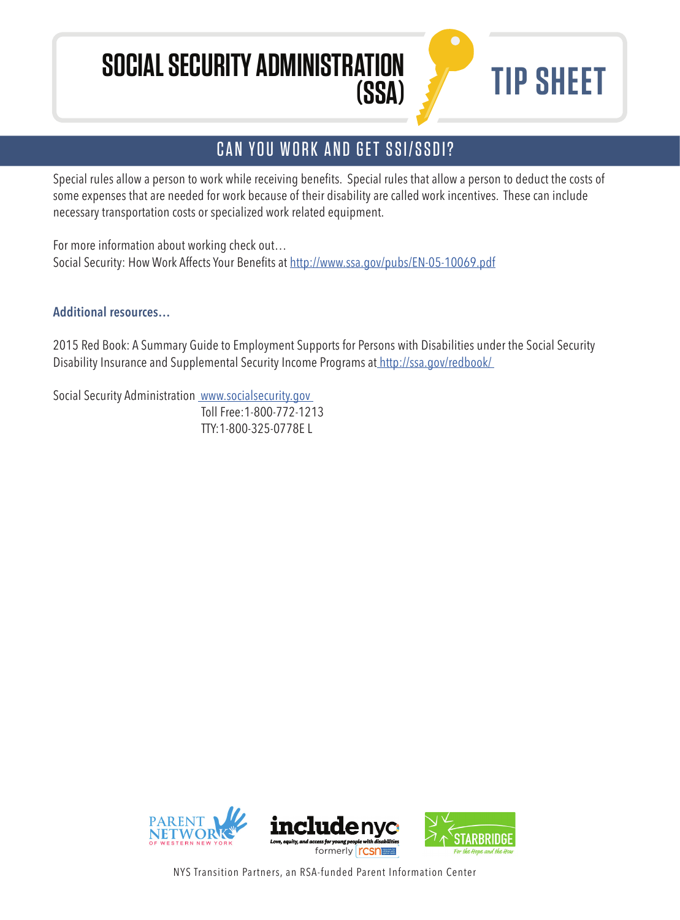# SOCIAL SECURITY ADMINISTRATION (SSA) TIP SHEET

## CAN YOU WORK AND GET SSI/SSDI?

Special rules allow a person to work while receiving benefits. Special rules that allow a person to deduct the costs of some expenses that are needed for work because of their disability are called work incentives. These can include necessary transportation costs or specialized work related equipment.

For more information about working check out…
Social Security: How Work Affects Your Benefits at http://www.ssa.gov/pubs/EN-05-10069.pdf

### Additional resources…

2015 Red Book: A Summary Guide to Employment Supports for Persons with Disabilities under the Social Security Disability Insurance and Supplemental Security Income Programs at http://ssa.gov/redbook/

Social Security Administration www.socialsecurity.gov
Toll Free:1-800-772-1213
TTY:1-800-325-0778E L

PARENT NETWORK OF WESTERN NEW YORK

includenyc — Love, equity, and access for young people with disabilities — formerly rcsn

STARBRIDGE — For the Hope and the How

NYS Transition Partners, an RSA-funded Parent Information Center